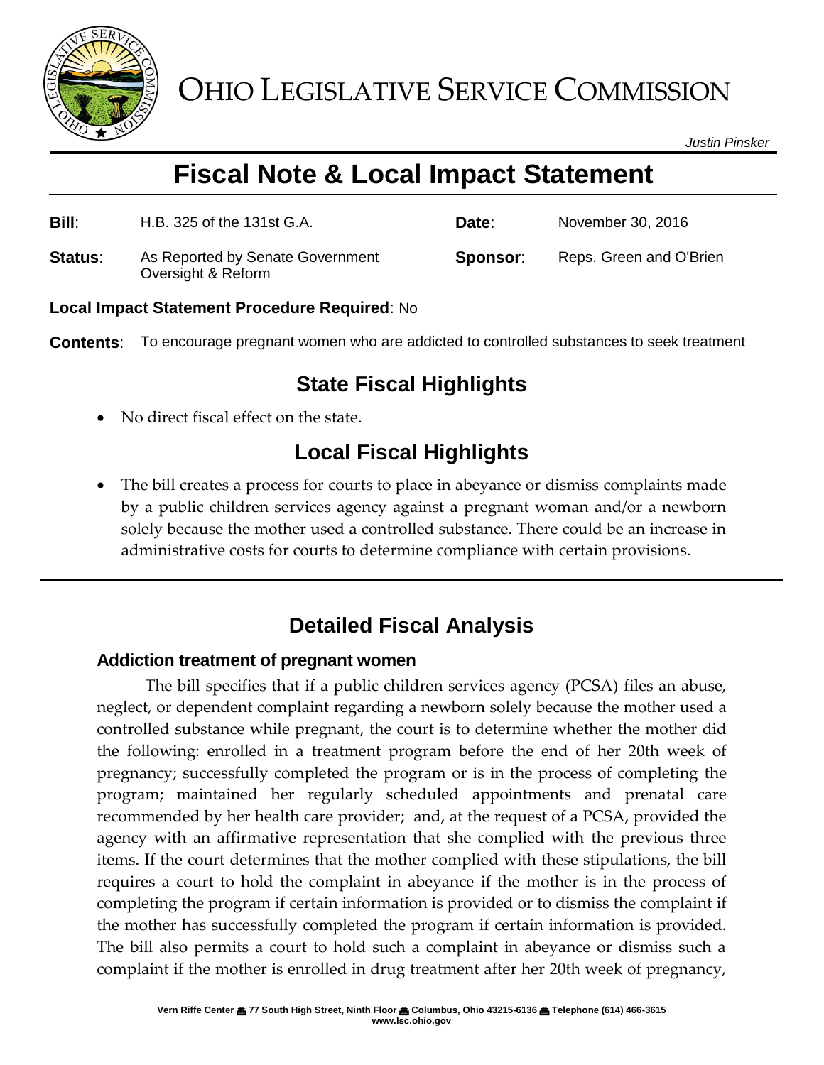# OHIO LEGISLATIVE SERVICE COMMISSION

*Justin Pinsker*

# Fiscal Note & Local Impact Statement

**Bill**: H.B. 325 of the 131st G.A. **Date**: November 30, 2016

**Status**: As Reported by Senate Government Oversight & Reform **Sponsor**: Reps. Green and O'Brien

**Local Impact Statement Procedure Required**: No

**Contents**: To encourage pregnant women who are addicted to controlled substances to seek treatment

## State Fiscal Highlights

- No direct fiscal effect on the state.

## Local Fiscal Highlights

- The bill creates a process for courts to place in abeyance or dismiss complaints made by a public children services agency against a pregnant woman and/or a newborn solely because the mother used a controlled substance. There could be an increase in administrative costs for courts to determine compliance with certain provisions.

## Detailed Fiscal Analysis

### Addiction treatment of pregnant women

The bill specifies that if a public children services agency (PCSA) files an abuse, neglect, or dependent complaint regarding a newborn solely because the mother used a controlled substance while pregnant, the court is to determine whether the mother did the following: enrolled in a treatment program before the end of her 20th week of pregnancy; successfully completed the program or is in the process of completing the program; maintained her regularly scheduled appointments and prenatal care recommended by her health care provider; and, at the request of a PCSA, provided the agency with an affirmative representation that she complied with the previous three items. If the court determines that the mother complied with these stipulations, the bill requires a court to hold the complaint in abeyance if the mother is in the process of completing the program if certain information is provided or to dismiss the complaint if the mother has successfully completed the program if certain information is provided. The bill also permits a court to hold such a complaint in abeyance or dismiss such a complaint if the mother is enrolled in drug treatment after her 20th week of pregnancy,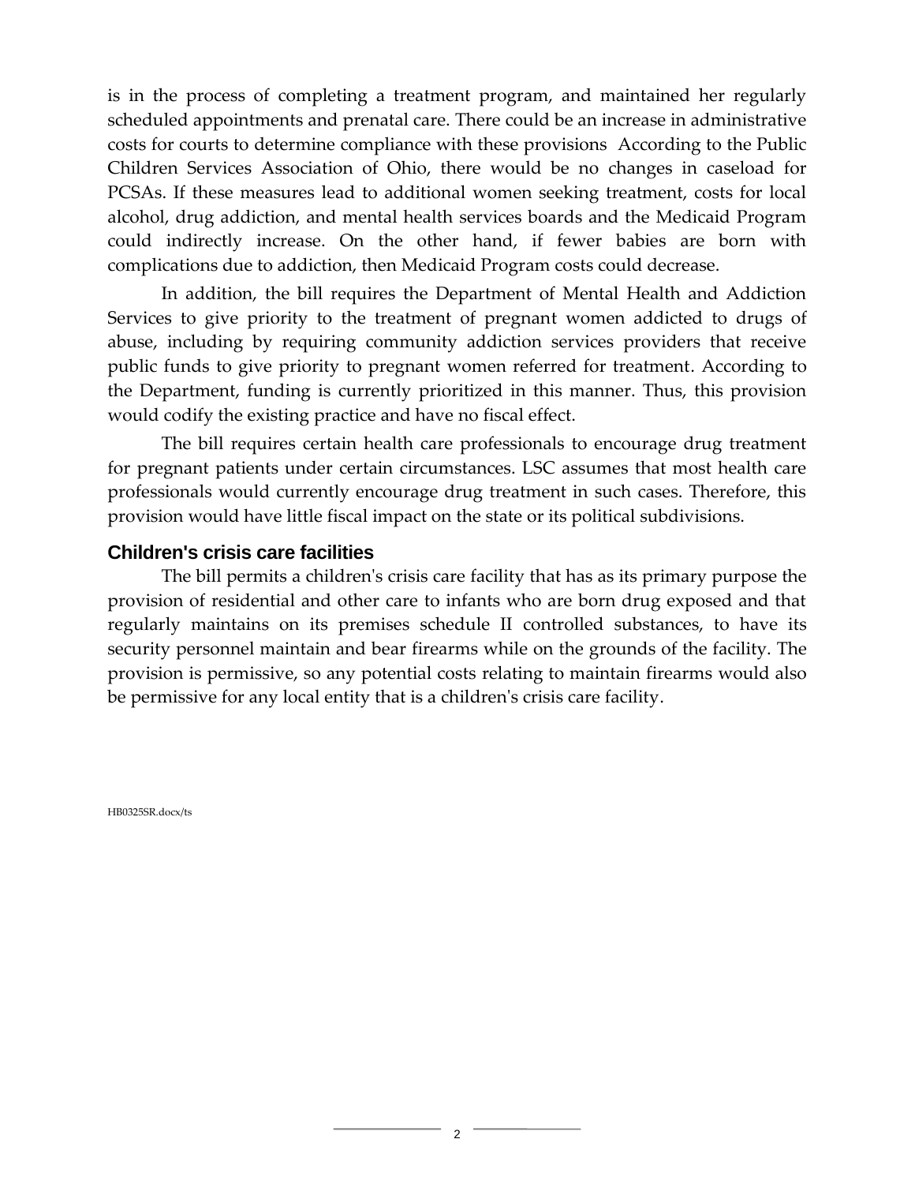is in the process of completing a treatment program, and maintained her regularly scheduled appointments and prenatal care. There could be an increase in administrative costs for courts to determine compliance with these provisions  According to the Public Children Services Association of Ohio, there would be no changes in caseload for PCSAs. If these measures lead to additional women seeking treatment, costs for local alcohol, drug addiction, and mental health services boards and the Medicaid Program could indirectly increase. On the other hand, if fewer babies are born with complications due to addiction, then Medicaid Program costs could decrease.

In addition, the bill requires the Department of Mental Health and Addiction Services to give priority to the treatment of pregnant women addicted to drugs of abuse, including by requiring community addiction services providers that receive public funds to give priority to pregnant women referred for treatment. According to the Department, funding is currently prioritized in this manner. Thus, this provision would codify the existing practice and have no fiscal effect.

The bill requires certain health care professionals to encourage drug treatment for pregnant patients under certain circumstances. LSC assumes that most health care professionals would currently encourage drug treatment in such cases. Therefore, this provision would have little fiscal impact on the state or its political subdivisions.

### Children's crisis care facilities

The bill permits a children's crisis care facility that has as its primary purpose the provision of residential and other care to infants who are born drug exposed and that regularly maintains on its premises schedule II controlled substances, to have its security personnel maintain and bear firearms while on the grounds of the facility. The provision is permissive, so any potential costs relating to maintain firearms would also be permissive for any local entity that is a children's crisis care facility.

HB0325SR.docx/ts